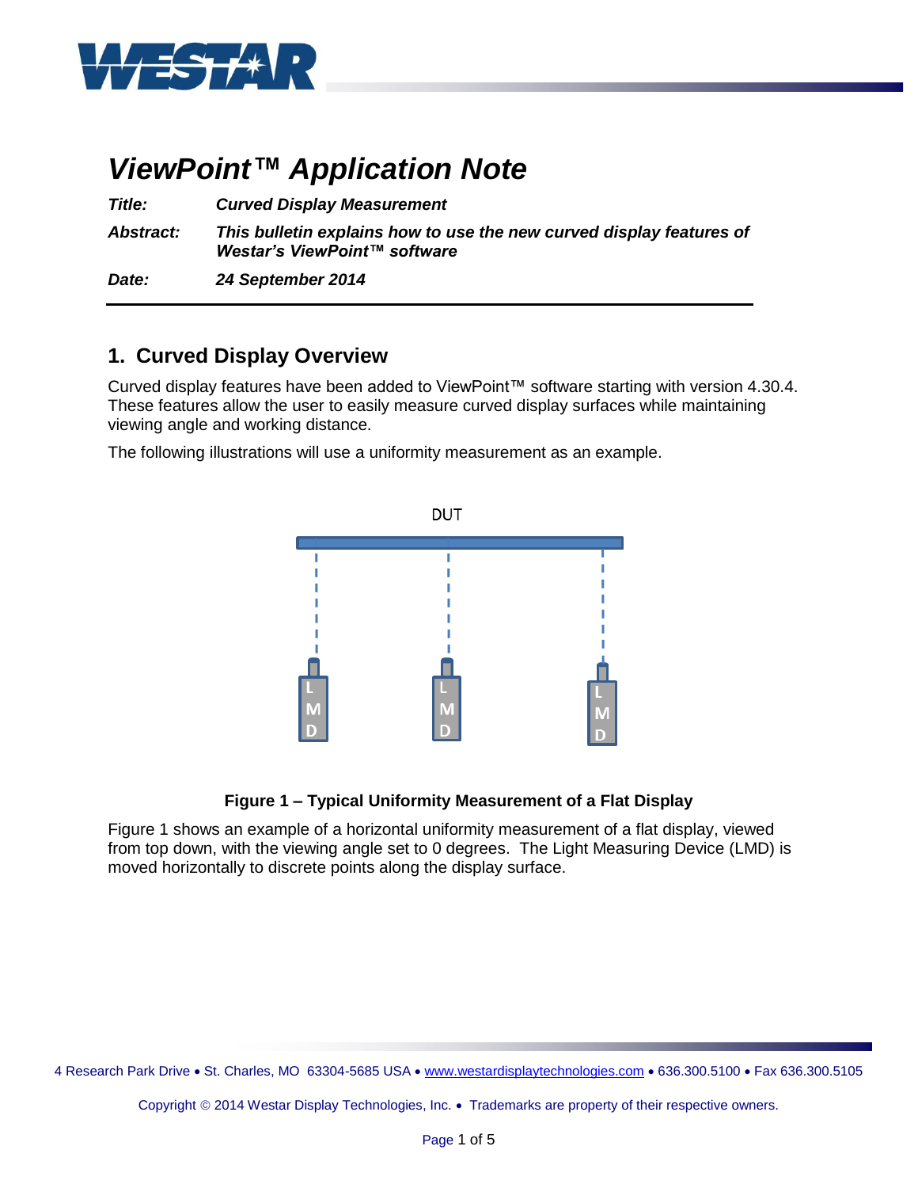# ViewPoint™ Application Note

| | |
|---|---|
| ***Title:*** | ***Curved Display Measurement*** |
| ***Abstract:*** | ***This bulletin explains how to use the new curved display features of Westar's ViewPoint™ software*** |
| ***Date:*** | ***24 September 2014*** |

## 1. Curved Display Overview

Curved display features have been added to ViewPoint™ software starting with version 4.30.4. These features allow the user to easily measure curved display surfaces while maintaining viewing angle and working distance.

The following illustrations will use a uniformity measurement as an example.

**Figure 1 – Typical Uniformity Measurement of a Flat Display**

Figure 1 shows an example of a horizontal uniformity measurement of a flat display, viewed from top down, with the viewing angle set to 0 degrees. The Light Measuring Device (LMD) is moved horizontally to discrete points along the display surface.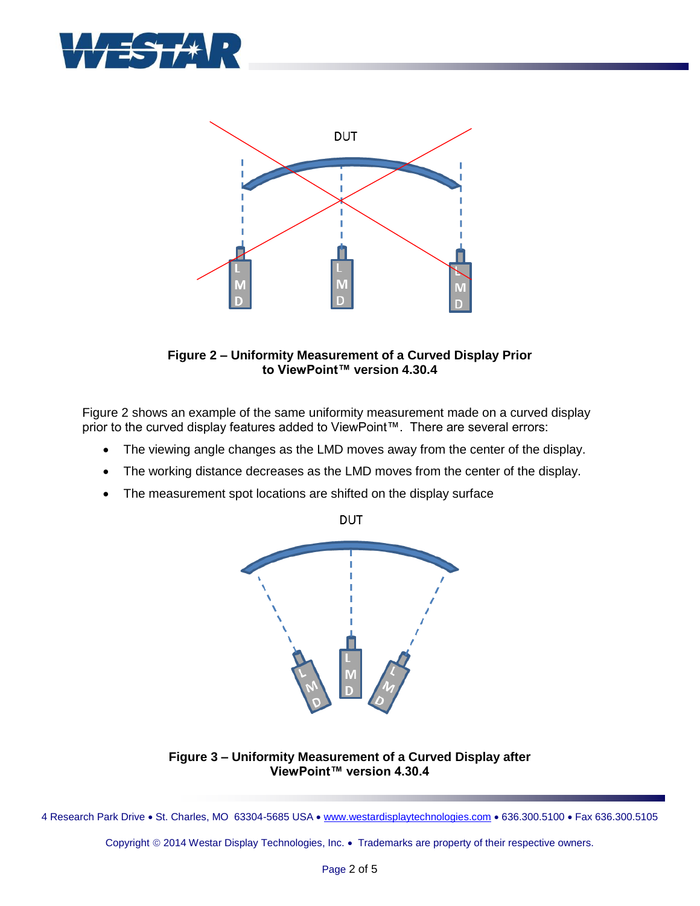**Figure 2 – Uniformity Measurement of a Curved Display Prior to ViewPoint™ version 4.30.4**

Figure 2 shows an example of the same uniformity measurement made on a curved display prior to the curved display features added to ViewPoint™. There are several errors:

- The viewing angle changes as the LMD moves away from the center of the display.
- The working distance decreases as the LMD moves from the center of the display.
- The measurement spot locations are shifted on the display surface

**Figure 3 – Uniformity Measurement of a Curved Display after ViewPoint™ version 4.30.4**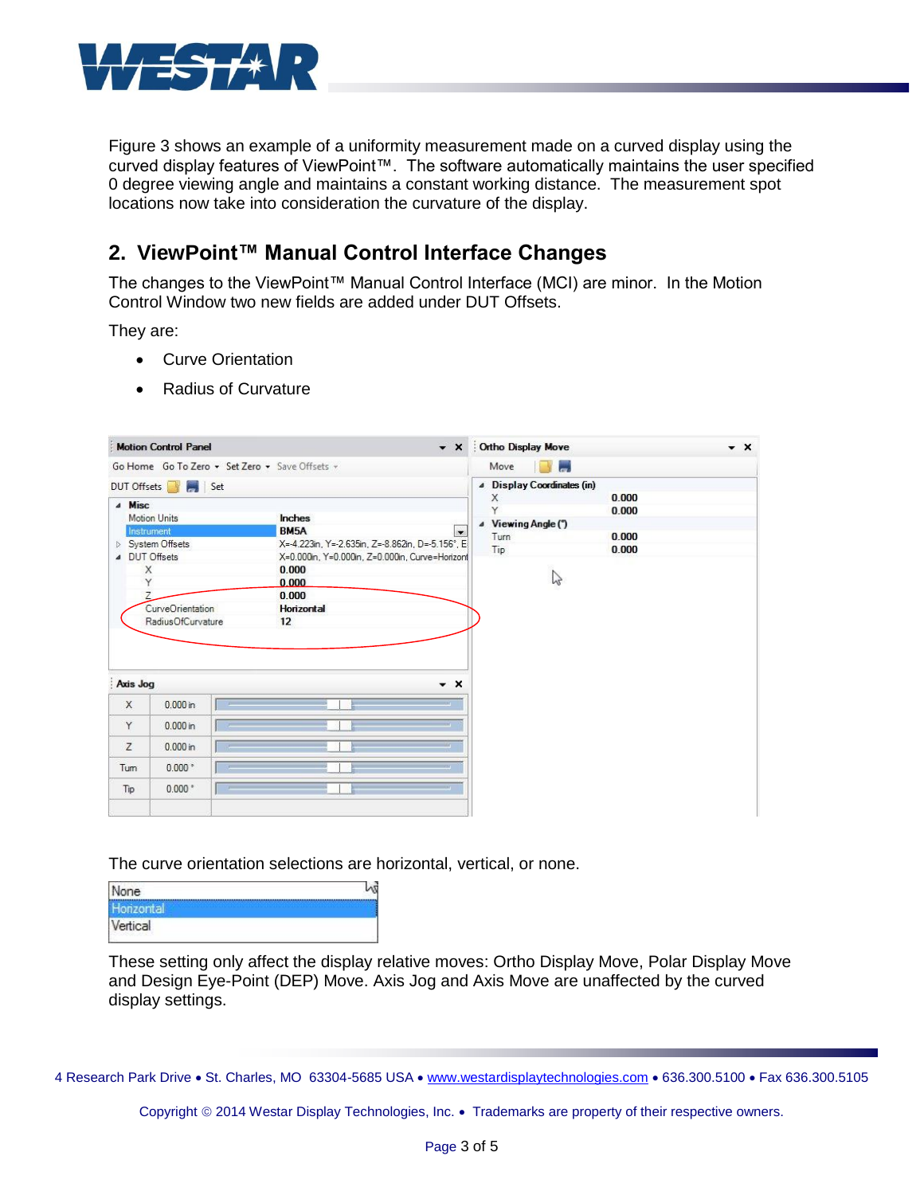Figure 3 shows an example of a uniformity measurement made on a curved display using the curved display features of ViewPoint™. The software automatically maintains the user specified 0 degree viewing angle and maintains a constant working distance. The measurement spot locations now take into consideration the curvature of the display.

## 2. ViewPoint™ Manual Control Interface Changes

The changes to the ViewPoint™ Manual Control Interface (MCI) are minor. In the Motion Control Window two new fields are added under DUT Offsets.

They are:

- Curve Orientation
- Radius of Curvature

The curve orientation selections are horizontal, vertical, or none.

These setting only affect the display relative moves: Ortho Display Move, Polar Display Move and Design Eye-Point (DEP) Move. Axis Jog and Axis Move are unaffected by the curved display settings.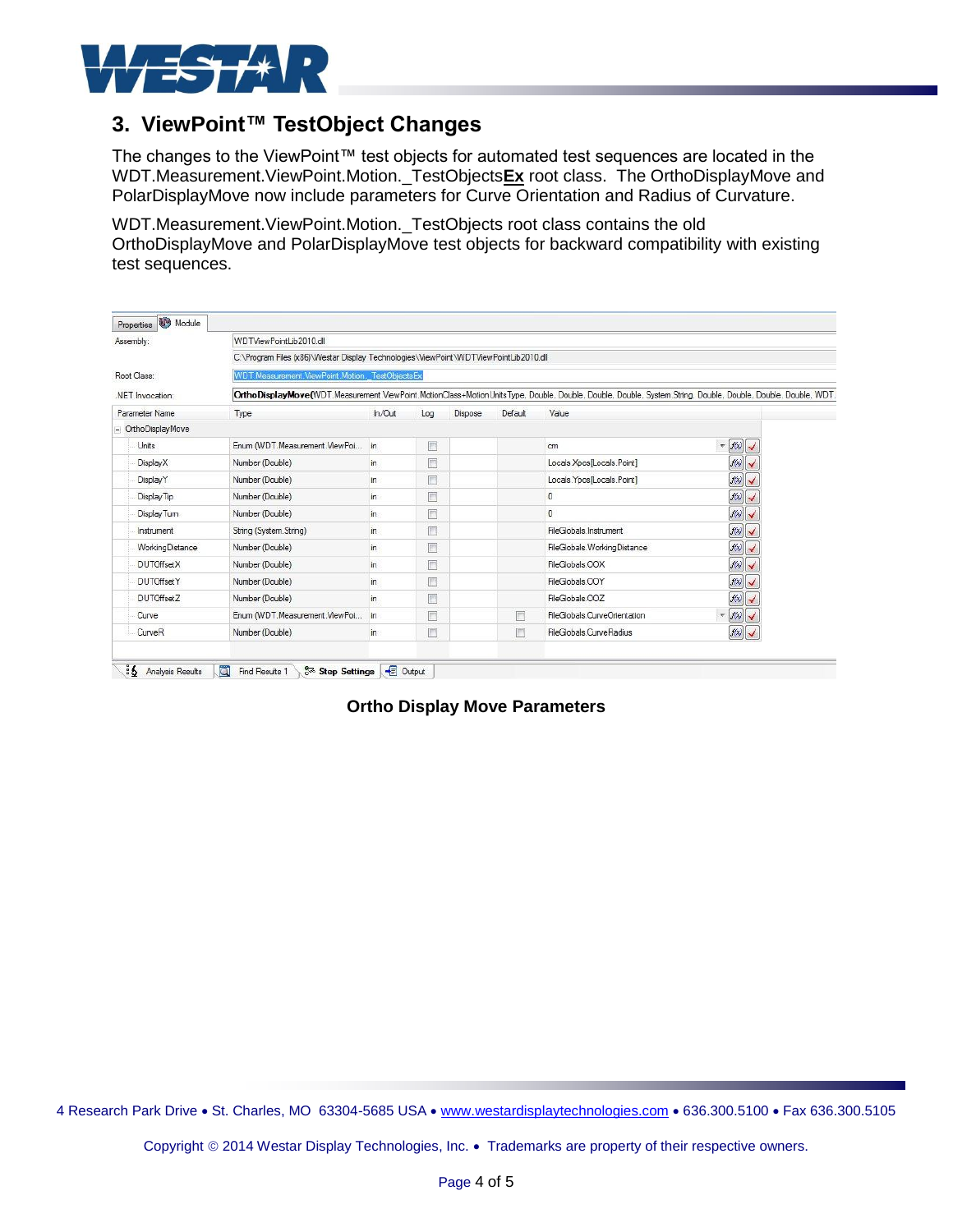## 3. ViewPoint™ TestObject Changes

The changes to the ViewPoint™ test objects for automated test sequences are located in the WDT.Measurement.ViewPoint.Motion._TestObjects**Ex** root class. The OrthoDisplayMove and PolarDisplayMove now include parameters for Curve Orientation and Radius of Curvature.

WDT.Measurement.ViewPoint.Motion._TestObjects root class contains the old OrthoDisplayMove and PolarDisplayMove test objects for backward compatibility with existing test sequences.

Properties | Module

Assembly: WDTViewPointLib2010.dll
C:\Program Files (x86)\Westar Display Technologies\ViewPoint\WDTViewPointLib2010.dll

Root Class: WDT.Measurement.ViewPoint.Motion._TestObjectsEx

.NET Invocation: **OrthoDisplayMove**(WDT.Measurement.ViewPoint.MotionClass+MotionUnitsType, Double, Double, Double, Double, System.String, Double, Double, Double, Double, WDT...

| Parameter Name | Type | In/Out | Log | Dispose | Default | Value |
|---|---|---|---|---|---|---|
| OrthoDisplayMove | | | | | | |
| Units | Enum (WDT.Measurement.ViewPoi... | in | ☐ | | | cm |
| DisplayX | Number (Double) | in | ☐ | | | Locals.Xpos[Locals.Point] |
| DisplayY | Number (Double) | in | ☐ | | | Locals.Ypos[Locals.Point] |
| DisplayTip | Number (Double) | in | ☐ | | | 0 |
| DisplayTurn | Number (Double) | in | ☐ | | | 0 |
| Instrument | String (System.String) | in | ☐ | | | FileGlobals.Instrument |
| WorkingDistance | Number (Double) | in | ☐ | | | FileGlobals.WorkingDistance |
| DUTOffsetX | Number (Double) | in | ☐ | | | FileGlobals.OOX |
| DUTOffsetY | Number (Double) | in | ☐ | | | FileGlobals.OOY |
| DUTOffsetZ | Number (Double) | in | ☐ | | | FileGlobals.OOZ |
| Curve | Enum (WDT.Measurement.ViewPoi... | in | ☐ | | ☐ | FileGlobals.CurveOrientation |
| CurveR | Number (Double) | in | ☐ | | ☐ | FileGlobals.CurveRadius |

Analysis Results | Find Results 1 | Step Settings | Output

**Ortho Display Move Parameters**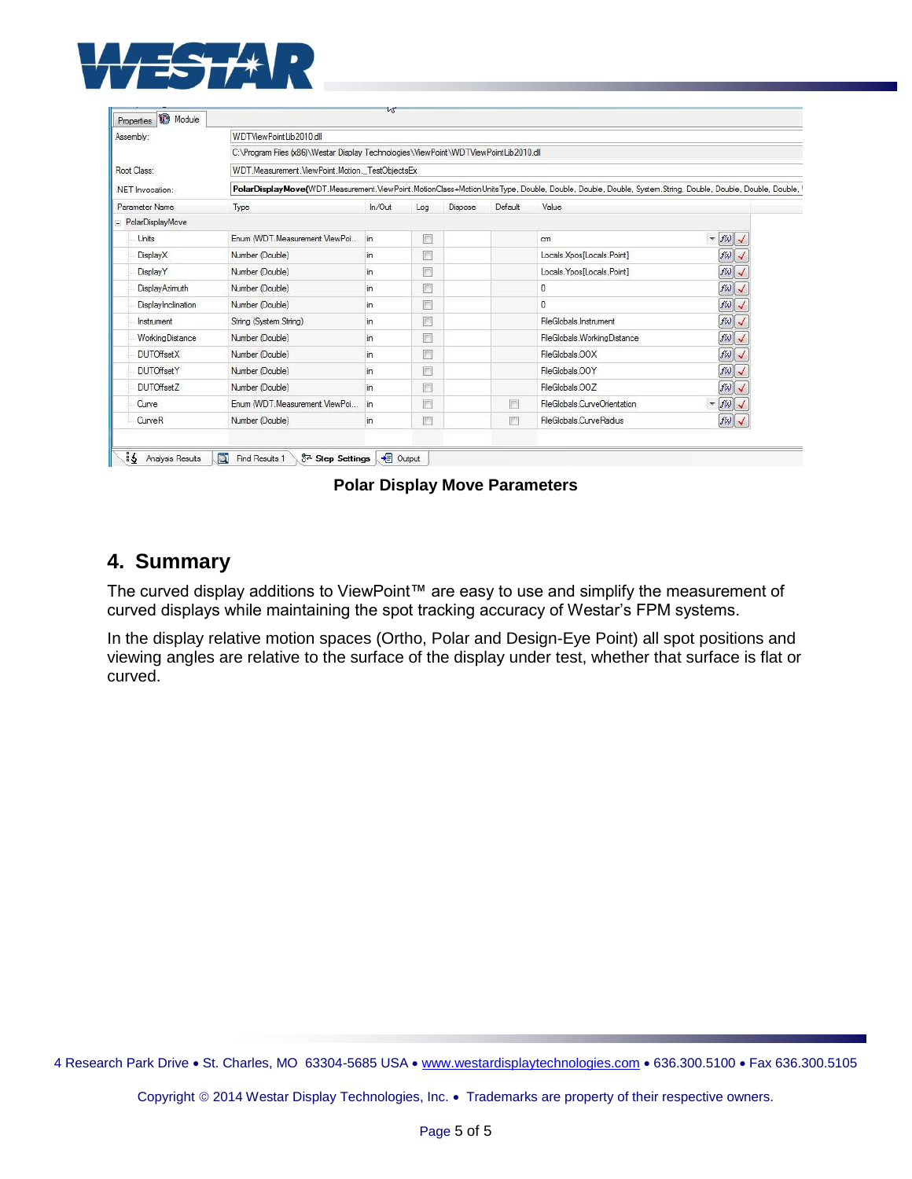| Properties | Module | | | | | |
|---|---|---|---|---|---|---|
| Assembly: | WDTViewPointLib2010.dll | | | | | |
| | C:\Program Files (x86)\Westar Display Technologies\ViewPoint\WDTViewPointLib2010.dll | | | | | |
| Root Class: | WDT.Measurement.ViewPoint.Motion._TestObjectsEx | | | | | |
| .NET Invocation: | **PolarDisplayMove(**WDT.Measurement.ViewPoint.MotionClass+MotionUnitsType, Double, Double, Double, Double, System.String, Double, Double, Double, Double, | | | | | |

| Parameter Name | Type | In/Out | Log | Dispose | Default | Value |
|---|---|---|---|---|---|---|
| PolarDisplayMove | | | | | | |
| Units | Enum (WDT.Measurement.ViewPoi... | in | | | | cm |
| DisplayX | Number (Double) | in | | | | Locals.Xpos[Locals.Point] |
| DisplayY | Number (Double) | in | | | | Locals.Ypos[Locals.Point] |
| DisplayAzimuth | Number (Double) | in | | | | 0 |
| DisplayInclination | Number (Double) | in | | | | 0 |
| Instrument | String (System.String) | in | | | | FileGlobals.Instrument |
| WorkingDistance | Number (Double) | in | | | | FileGlobals.WorkingDistance |
| DUTOffsetX | Number (Double) | in | | | | FileGlobals.OOX |
| DUTOffsetY | Number (Double) | in | | | | FileGlobals.OOY |
| DUTOffsetZ | Number (Double) | in | | | | FileGlobals.OOZ |
| Curve | Enum (WDT.Measurement.ViewPoi... | in | | | | FileGlobals.CurveOrientation |
| CurveR | Number (Double) | in | | | | FileGlobals.CurveRadius |

Analysis Results | Find Results 1 | **Step Settings** | Output

**Polar Display Move Parameters**

## 4. Summary

The curved display additions to ViewPoint™ are easy to use and simplify the measurement of curved displays while maintaining the spot tracking accuracy of Westar's FPM systems.

In the display relative motion spaces (Ortho, Polar and Design-Eye Point) all spot positions and viewing angles are relative to the surface of the display under test, whether that surface is flat or curved.